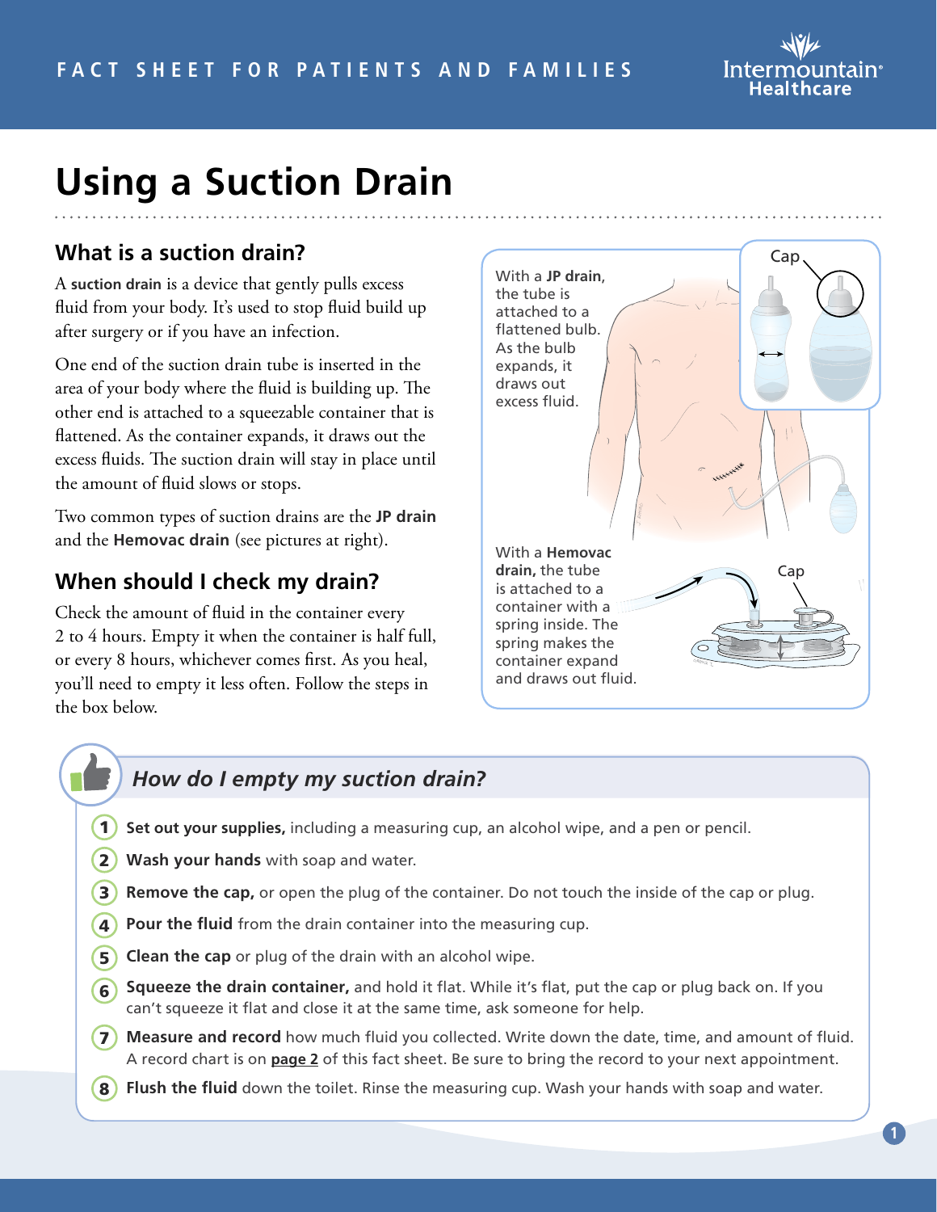FACT SHEET FOR PATIENTS AND FAMILIES

# Using a Suction Drain

## What is a suction drain?

A **suction drain** is a device that gently pulls excess fluid from your body. It's used to stop fluid build up after surgery or if you have an infection.

One end of the suction drain tube is inserted in the area of your body where the fluid is building up. The other end is attached to a squeezable container that is flattened. As the container expands, it draws out the excess fluids. The suction drain will stay in place until the amount of fluid slows or stops.

Two common types of suction drains are the **JP drain** and the **Hemovac drain** (see pictures at right).

With a **JP drain**, the tube is attached to a flattened bulb. As the bulb expands, it draws out excess fluid.

With a **Hemovac drain,** the tube is attached to a container with a spring inside. The spring makes the container expand and draws out fluid.

## When should I check my drain?

Check the amount of fluid in the container every 2 to 4 hours. Empty it when the container is half full, or every 8 hours, whichever comes first. As you heal, you'll need to empty it less often. Follow the steps in the box below.

### *How do I empty my suction drain?*

1. **Set out your supplies,** including a measuring cup, an alcohol wipe, and a pen or pencil.
2. **Wash your hands** with soap and water.
3. **Remove the cap,** or open the plug of the container. Do not touch the inside of the cap or plug.
4. **Pour the fluid** from the drain container into the measuring cup.
5. **Clean the cap** or plug of the drain with an alcohol wipe.
6. **Squeeze the drain container,** and hold it flat. While it's flat, put the cap or plug back on. If you can't squeeze it flat and close it at the same time, ask someone for help.
7. **Measure and record** how much fluid you collected. Write down the date, time, and amount of fluid. A record chart is on **page 2** of this fact sheet. Be sure to bring the record to your next appointment.
8. **Flush the fluid** down the toilet. Rinse the measuring cup. Wash your hands with soap and water.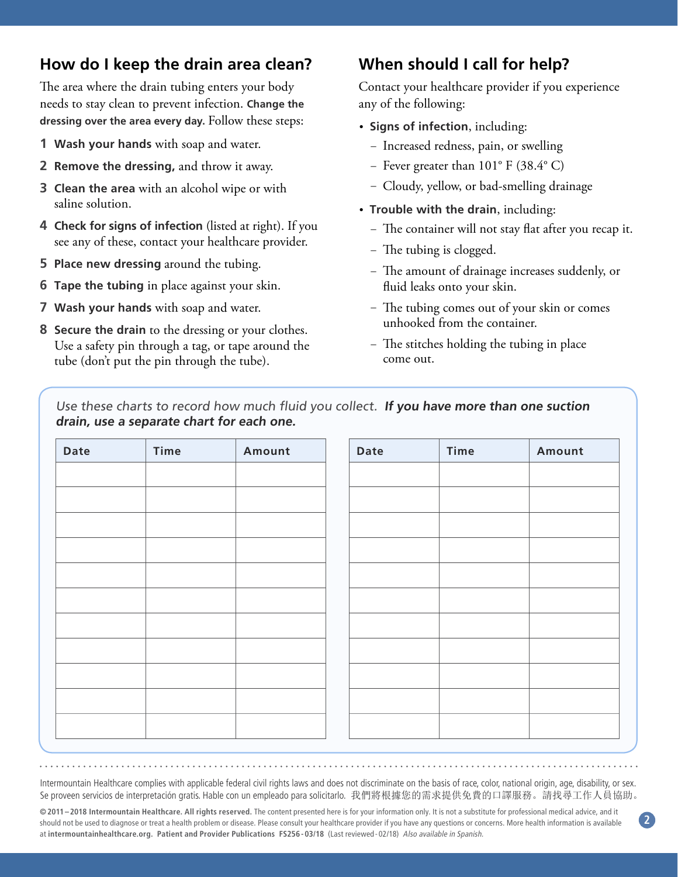## How do I keep the drain area clean?

The area where the drain tubing enters your body needs to stay clean to prevent infection. **Change the dressing over the area every day.** Follow these steps:

1. **Wash your hands** with soap and water.
2. **Remove the dressing,** and throw it away.
3. **Clean the area** with an alcohol wipe or with saline solution.
4. **Check for signs of infection** (listed at right). If you see any of these, contact your healthcare provider.
5. **Place new dressing** around the tubing.
6. **Tape the tubing** in place against your skin.
7. **Wash your hands** with soap and water.
8. **Secure the drain** to the dressing or your clothes. Use a safety pin through a tag, or tape around the tube (don't put the pin through the tube).

## When should I call for help?

Contact your healthcare provider if you experience any of the following:

- **Signs of infection**, including:
  - Increased redness, pain, or swelling
  - Fever greater than 101° F (38.4° C)
  - Cloudy, yellow, or bad-smelling drainage
- **Trouble with the drain**, including:
  - The container will not stay flat after you recap it.
  - The tubing is clogged.
  - The amount of drainage increases suddenly, or fluid leaks onto your skin.
  - The tubing comes out of your skin or comes unhooked from the container.
  - The stitches holding the tubing in place come out.

*Use these charts to record how much fluid you collect.* ***If you have more than one suction drain, use a separate chart for each one.***

| Date | Time | Amount |
|---|---|---|
| | | |
| | | |
| | | |
| | | |
| | | |
| | | |
| | | |
| | | |
| | | |
| | | |
| | | |

| Date | Time | Amount |
|---|---|---|
| | | |
| | | |
| | | |
| | | |
| | | |
| | | |
| | | |
| | | |
| | | |
| | | |
| | | |

Intermountain Healthcare complies with applicable federal civil rights laws and does not discriminate on the basis of race, color, national origin, age, disability, or sex. Se proveen servicios de interpretación gratis. Hable con un empleado para solicitarlo. 我們將根據您的需求提供免費的口譯服務。請找尋工作人員協助。

**© 2011–2018 Intermountain Healthcare. All rights reserved.** The content presented here is for your information only. It is not a substitute for professional medical advice, and it should not be used to diagnose or treat a health problem or disease. Please consult your healthcare provider if you have any questions or concerns. More health information is available at **intermountainhealthcare.org. Patient and Provider Publications FS256-03/18** (Last reviewed-02/18) *Also available in Spanish.*